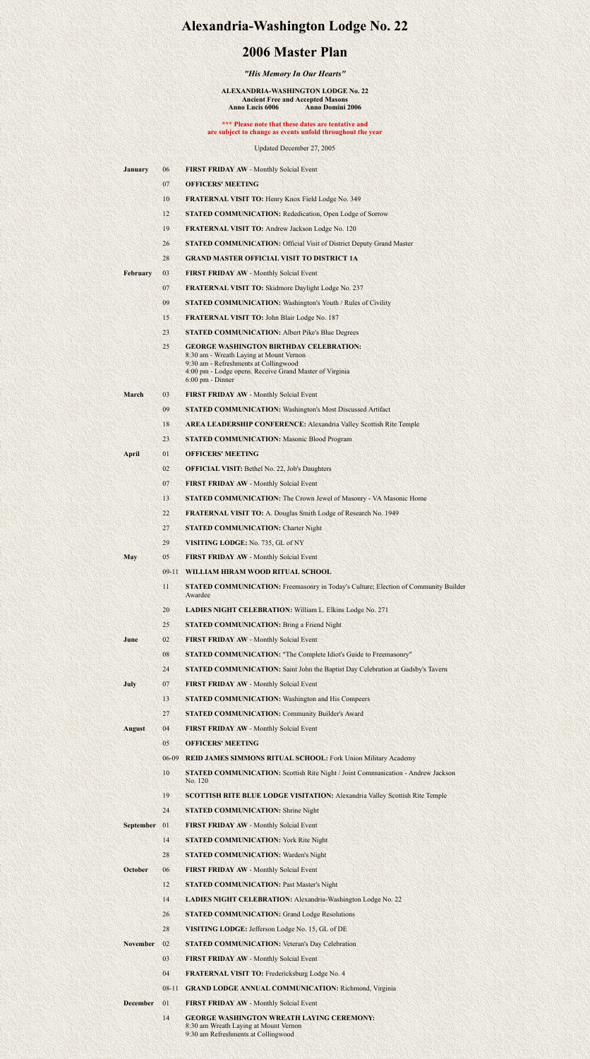# Alexandria-Washington Lodge No. 22

## 2006 Master Plan

***"His Memory In Our Hearts"***

**ALEXANDRIA-WASHINGTON LODGE No. 22**
**Ancient Free and Accepted Masons**
**Anno Lucis 6006 Anno Domini 2006**

**\*\*\* Please note that these dates are tentative and are subject to change as events unfold throughout the year**

Updated December 27, 2005

| Month | Date | Event |
|---|---|---|
| **January** | 06 | **FIRST FRIDAY AW** - Monthly Solcial Event |
| | 07 | **OFFICERS' MEETING** |
| | 10 | **FRATERNAL VISIT TO:** Henry Knox Field Lodge No. 349 |
| | 12 | **STATED COMMUNICATION:** Rededication, Open Lodge of Sorrow |
| | 19 | **FRATERNAL VISIT TO:** Andrew Jackson Lodge No. 120 |
| | 26 | **STATED COMMUNICATION:** Official Visit of District Deputy Grand Master |
| | 28 | **GRAND MASTER OFFICIAL VISIT TO DISTRICT 1A** |
| **February** | 03 | **FIRST FRIDAY AW** - Monthly Solcial Event |
| | 07 | **FRATERNAL VISIT TO:** Skidmore Daylight Lodge No. 237 |
| | 09 | **STATED COMMUNICATION:** Washington's Youth / Rules of Civility |
| | 15 | **FRATERNAL VISIT TO:** John Blair Lodge No. 187 |
| | 23 | **STATED COMMUNICATION:** Albert Pike's Blue Degrees |
| | 25 | **GEORGE WASHINGTON BIRTHDAY CELEBRATION:**<br>8:30 am - Wreath Laying at Mount Vernon<br>9:30 am - Refreshments at Collingwood<br>4:00 pm - Lodge opens. Receive Grand Master of Virginia<br>6:00 pm - Dinner |
| **March** | 03 | **FIRST FRIDAY AW** - Monthly Solcial Event |
| | 09 | **STATED COMMUNICATION:** Washington's Most Discussed Artifact |
| | 18 | **AREA LEADERSHIP CONFERENCE:** Alexandria Valley Scottish Rite Temple |
| | 23 | **STATED COMMUNICATION:** Masonic Blood Program |
| **April** | 01 | **OFFICERS' MEETING** |
| | 02 | **OFFICIAL VISIT:** Bethel No. 22, Job's Daughters |
| | 07 | **FIRST FRIDAY AW** - Monthly Solcial Event |
| | 13 | **STATED COMMUNICATION:** The Crown Jewel of Masonry - VA Masonic Home |
| | 22 | **FRATERNAL VISIT TO:** A. Douglas Smith Lodge of Research No. 1949 |
| | 27 | **STATED COMMUNICATION:** Charter Night |
| | 29 | **VISITING LODGE:** No. 735, GL of NY |
| **May** | 05 | **FIRST FRIDAY AW** - Monthly Solcial Event |
| | 09-11 | **WILLIAM HIRAM WOOD RITUAL SCHOOL** |
| | 11 | **STATED COMMUNICATION:** Freemasonry in Today's Culture; Election of Community Builder Awardee |
| | 20 | **LADIES NIGHT CELEBRATION:** William L. Elkins Lodge No. 271 |
| | 25 | **STATED COMMUNICATION:** Bring a Friend Night |
| **June** | 02 | **FIRST FRIDAY AW** - Monthly Solcial Event |
| | 08 | **STATED COMMUNICATION:** "The Complete Idiot's Guide to Freemasonry" |
| | 24 | **STATED COMMUNICATION:** Saint John the Baptist Day Celebration at Gadsby's Tavern |
| **July** | 07 | **FIRST FRIDAY AW** - Monthly Solcial Event |
| | 13 | **STATED COMMUNICATION:** Washington and His Compeers |
| | 27 | **STATED COMMUNICATION:** Community Builder's Award |
| **August** | 04 | **FIRST FRIDAY AW** - Monthly Solcial Event |
| | 05 | **OFFICERS' MEETING** |
| | 06-09 | **REID JAMES SIMMONS RITUAL SCHOOL:** Fork Union Military Academy |
| | 10 | **STATED COMMUNICATION:** Scottish Rite Night / Joint Communication - Andrew Jackson No. 120 |
| | 19 | **SCOTTISH RITE BLUE LODGE VISITATION:** Alexandria Valley Scottish Rite Temple |
| | 24 | **STATED COMMUNICATION:** Shrine Night |
| **September** | 01 | **FIRST FRIDAY AW** - Monthly Solcial Event |
| | 14 | **STATED COMMUNICATION:** York Rite Night |
| | 28 | **STATED COMMUNICATION:** Warden's Night |
| **October** | 06 | **FIRST FRIDAY AW** - Monthly Solcial Event |
| | 12 | **STATED COMMUNICATION:** Past Master's Night |
| | 14 | **LADIES NIGHT CELEBRATION:** Alexandria-Washington Lodge No. 22 |
| | 26 | **STATED COMMUNICATION:** Grand Lodge Resolutions |
| | 28 | **VISITING LODGE:** Jefferson Lodge No. 15, GL of DE |
| **November** | 02 | **STATED COMMUNICATION:** Veteran's Day Celebration |
| | 03 | **FIRST FRIDAY AW** - Monthly Solcial Event |
| | 04 | **FRATERNAL VISIT TO:** Fredericksburg Lodge No. 4 |
| | 08-11 | **GRAND LODGE ANNUAL COMMUNICATION:** Richmond, Virginia |
| **December** | 01 | **FIRST FRIDAY AW** - Monthly Solcial Event |
| | 14 | **GEORGE WASHINGTON WREATH LAYING CEREMONY:**<br>8:30 am Wreath Laying at Mount Vernon<br>9:30 am Refreshments at Collingwood |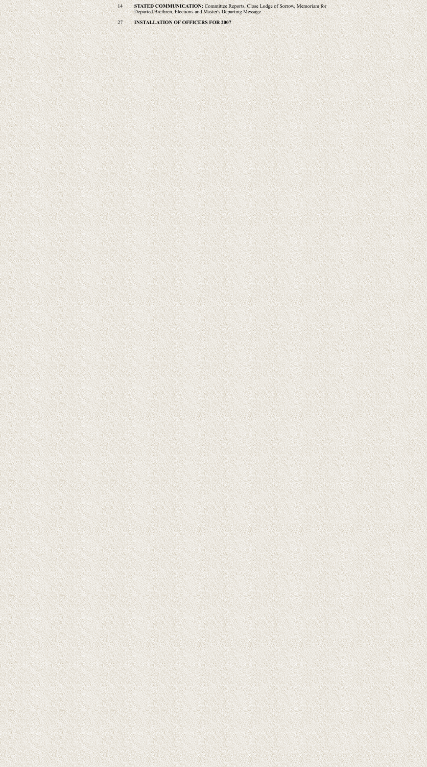14 **STATED COMMUNICATION:** Committee Reports, Close Lodge of Sorrow, Memoriam for Departed Brethren, Elections and Master's Departing Message

27 **INSTALLATION OF OFFICERS FOR 2007**